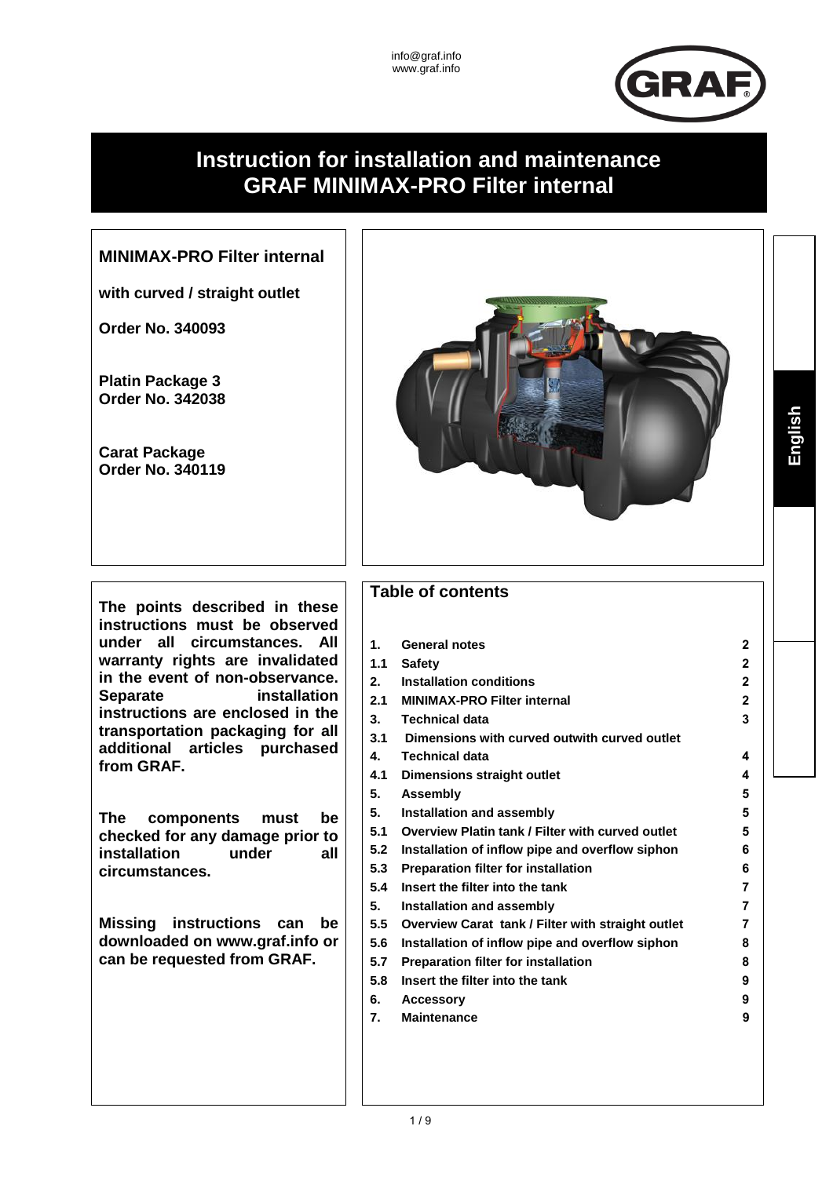info@graf.info
www.graf.info

# Instruction for installation and maintenance GRAF MINIMAX-PRO Filter internal

**MINIMAX-PRO Filter internal**

**with curved / straight outlet**

**Order No. 340093**

**Platin Package 3**
**Order No. 342038**

**Carat Package**
**Order No. 340119**

**English**

**The points described in these instructions must be observed under all circumstances. All warranty rights are invalidated in the event of non-observance. Separate installation instructions are enclosed in the transportation packaging for all additional articles purchased from GRAF.**

**The components must be checked for any damage prior to installation under all circumstances.**

**Missing instructions can be downloaded on www.graf.info or can be requested from GRAF.**

## Table of contents

| | | |
|---|---|---|
| **1.** | **General notes** | **2** |
| **1.1** | **Safety** | **2** |
| **2.** | **Installation conditions** | **2** |
| **2.1** | **MINIMAX-PRO Filter internal** | **2** |
| **3.** | **Technical data** | **3** |
| **3.1** | **Dimensions with curved outwith curved outlet** | |
| **4.** | **Technical data** | **4** |
| **4.1** | **Dimensions straight outlet** | **4** |
| **5.** | **Assembly** | **5** |
| **5.** | **Installation and assembly** | **5** |
| **5.1** | **Overview Platin tank / Filter with curved outlet** | **5** |
| **5.2** | **Installation of inflow pipe and overflow siphon** | **6** |
| **5.3** | **Preparation filter for installation** | **6** |
| **5.4** | **Insert the filter into the tank** | **7** |
| **5.** | **Installation and assembly** | **7** |
| **5.5** | **Overview Carat tank / Filter with straight outlet** | **7** |
| **5.6** | **Installation of inflow pipe and overflow siphon** | **8** |
| **5.7** | **Preparation filter for installation** | **8** |
| **5.8** | **Insert the filter into the tank** | **9** |
| **6.** | **Accessory** | **9** |
| **7.** | **Maintenance** | **9** |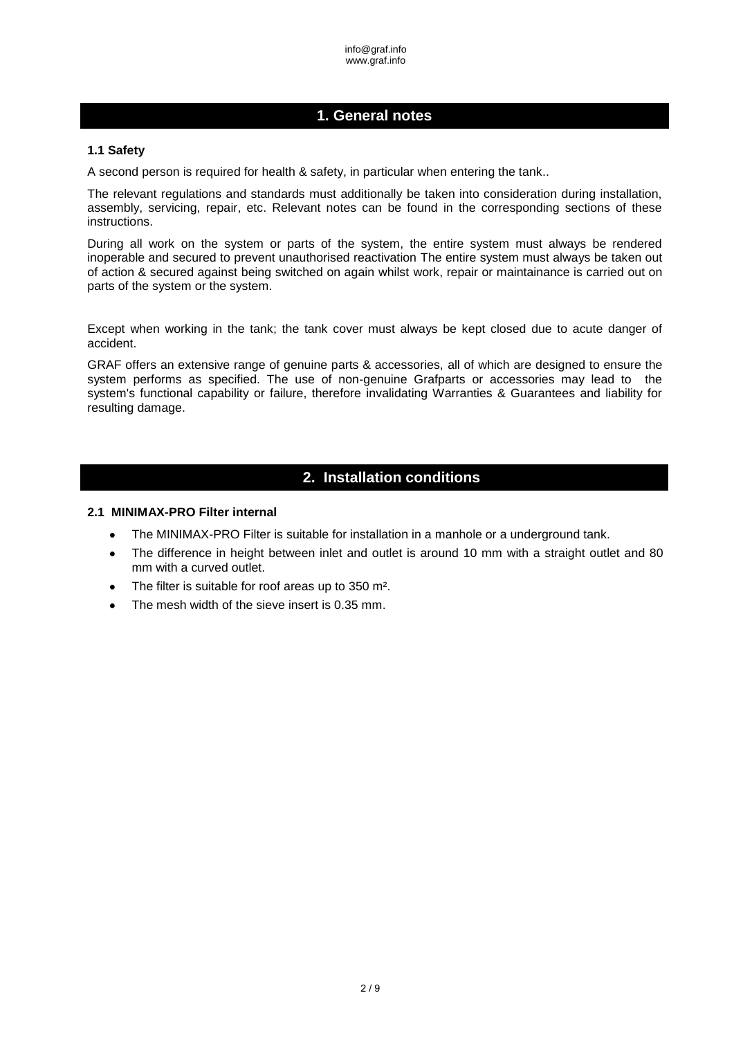## 1. General notes

### 1.1 Safety

A second person is required for health & safety, in particular when entering the tank..

The relevant regulations and standards must additionally be taken into consideration during installation, assembly, servicing, repair, etc. Relevant notes can be found in the corresponding sections of these instructions.

During all work on the system or parts of the system, the entire system must always be rendered inoperable and secured to prevent unauthorised reactivation The entire system must always be taken out of action & secured against being switched on again whilst work, repair or maintainance is carried out on parts of the system or the system.

Except when working in the tank; the tank cover must always be kept closed due to acute danger of accident.

GRAF offers an extensive range of genuine parts & accessories, all of which are designed to ensure the system performs as specified. The use of non-genuine Grafparts or accessories may lead to the system's functional capability or failure, therefore invalidating Warranties & Guarantees and liability for resulting damage.

## 2. Installation conditions

### 2.1 MINIMAX-PRO Filter internal

- The MINIMAX-PRO Filter is suitable for installation in a manhole or a underground tank.
- The difference in height between inlet and outlet is around 10 mm with a straight outlet and 80 mm with a curved outlet.
- The filter is suitable for roof areas up to 350 m².
- The mesh width of the sieve insert is 0.35 mm.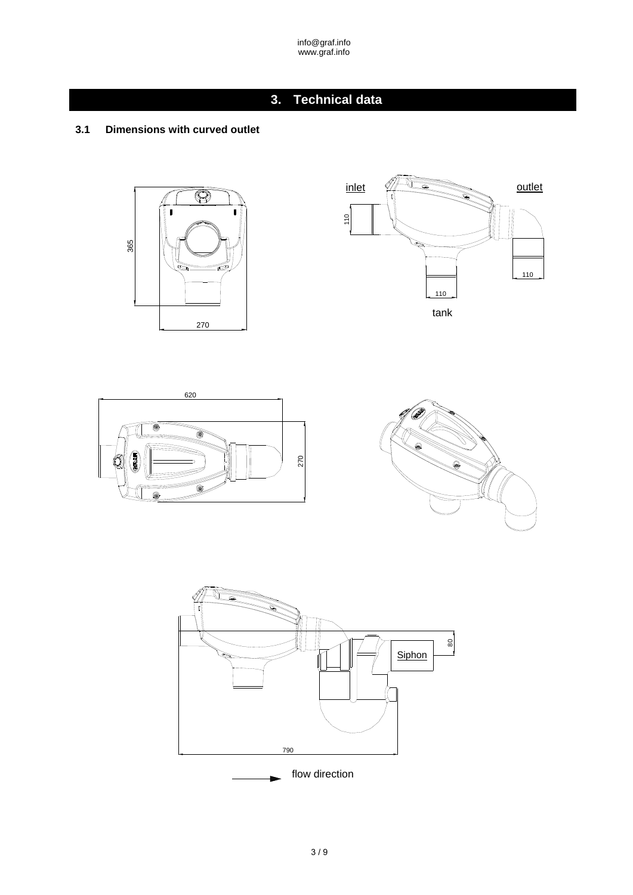# 3. Technical data

## 3.1 Dimensions with curved outlet

365

270

inlet

outlet

110

110

110

tank

620

270

80

Siphon

790

flow direction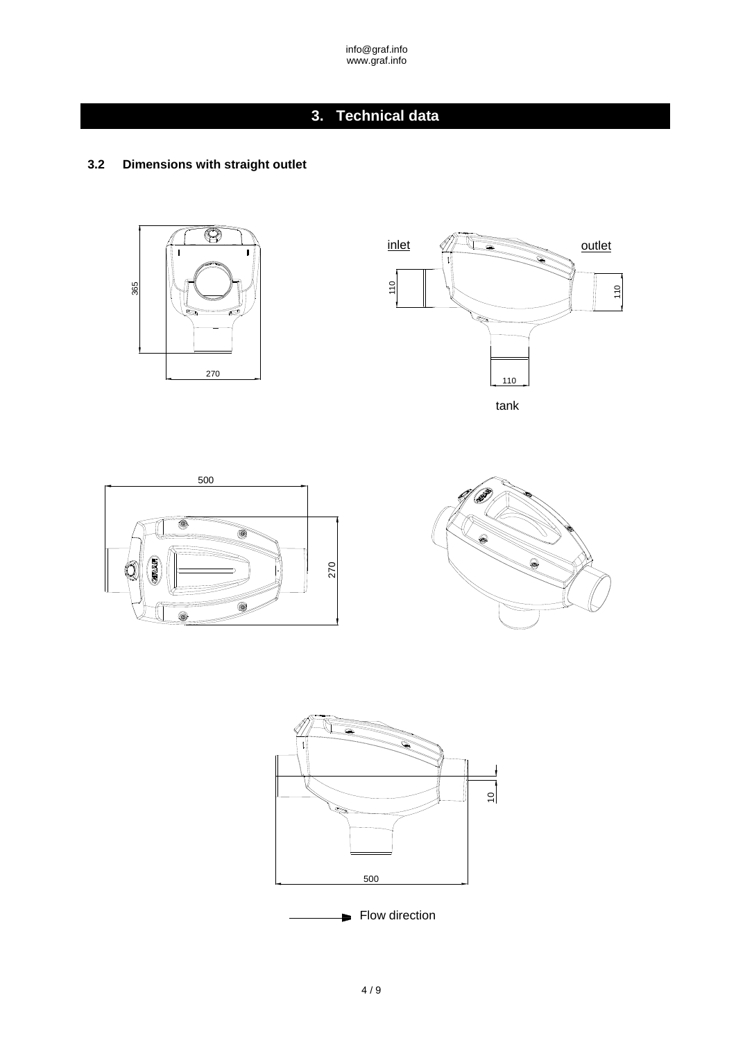# 3. Technical data

### 3.2 Dimensions with straight outlet

365

270

inlet

outlet

110

110

110

tank

500

270

10

500

Flow direction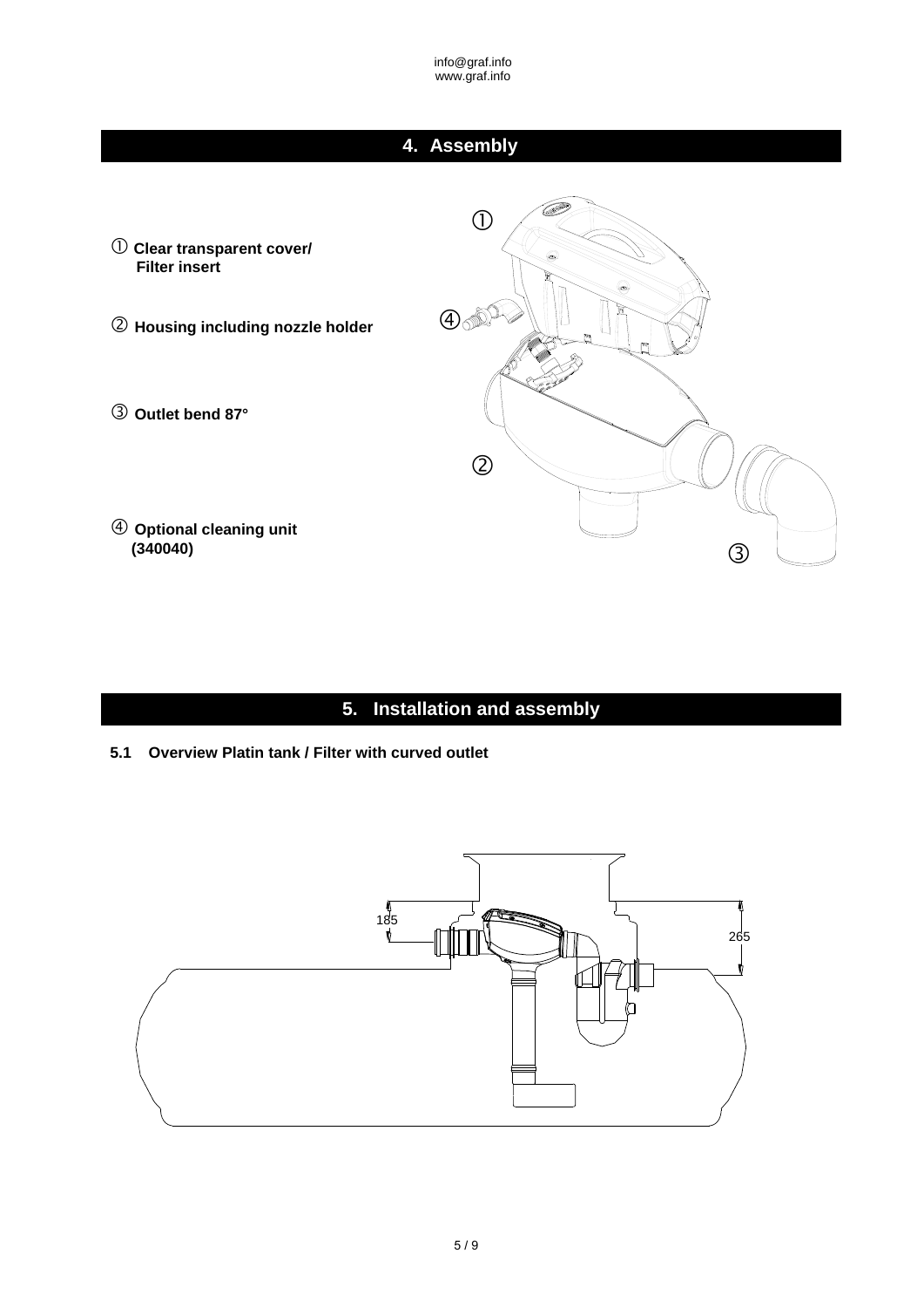# 4. Assembly

① **Clear transparent cover/ Filter insert**

② **Housing including nozzle holder**

③ **Outlet bend 87°**

④ **Optional cleaning unit (340040)**

# 5. Installation and assembly

## 5.1 Overview Platin tank / Filter with curved outlet

185

265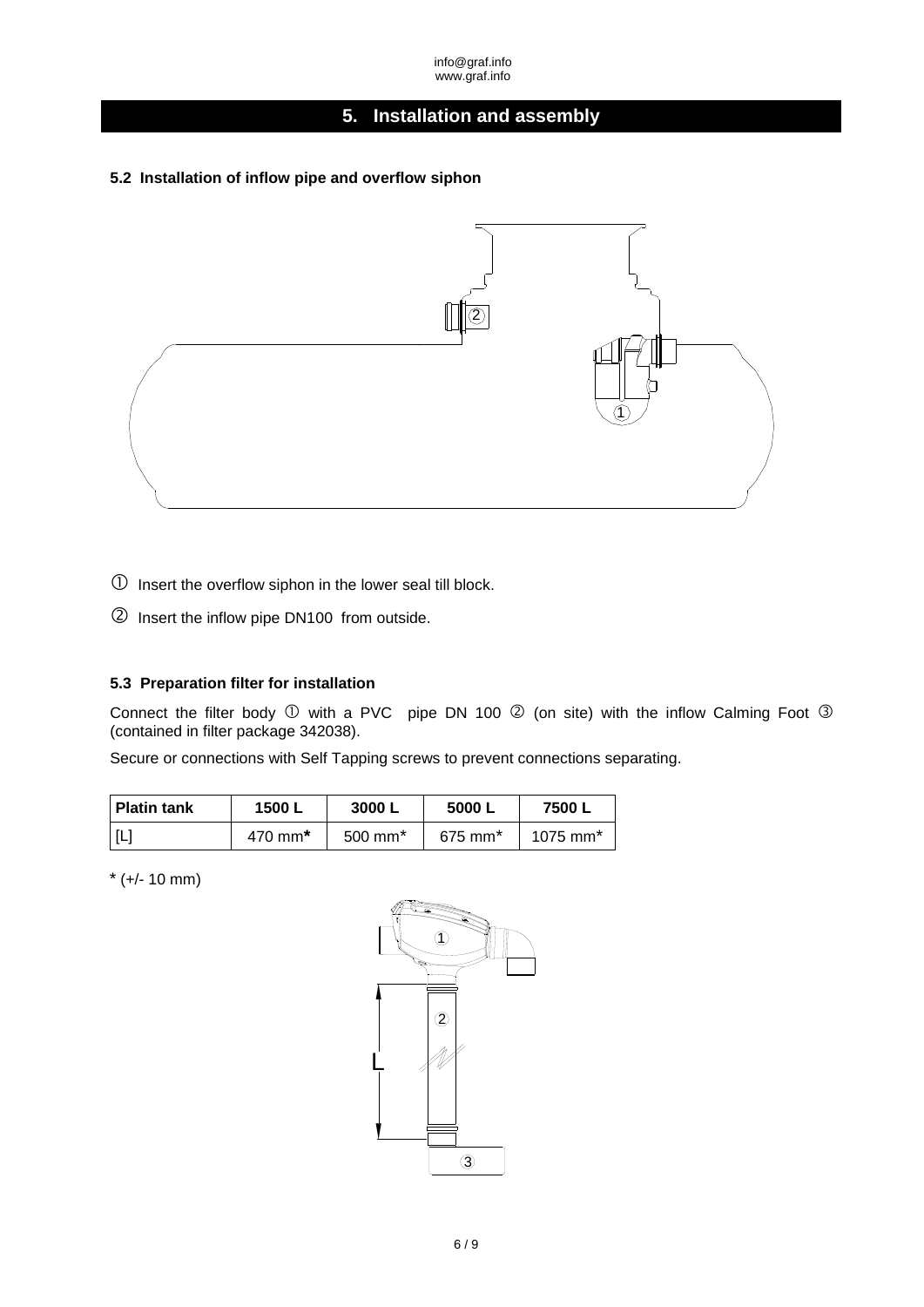# 5. Installation and assembly

### 5.2 Installation of inflow pipe and overflow siphon

① Insert the overflow siphon in the lower seal till block.

② Insert the inflow pipe DN100 from outside.

### 5.3 Preparation filter for installation

Connect the filter body ① with a PVC pipe DN 100 ② (on site) with the inflow Calming Foot ③ (contained in filter package 342038).

Secure or connections with Self Tapping screws to prevent connections separating.

| Platin tank | 1500 L | 3000 L | 5000 L | 7500 L |
|---|---|---|---|---|
| [L] | 470 mm* | 500 mm* | 675 mm* | 1075 mm* |

* (+/- 10 mm)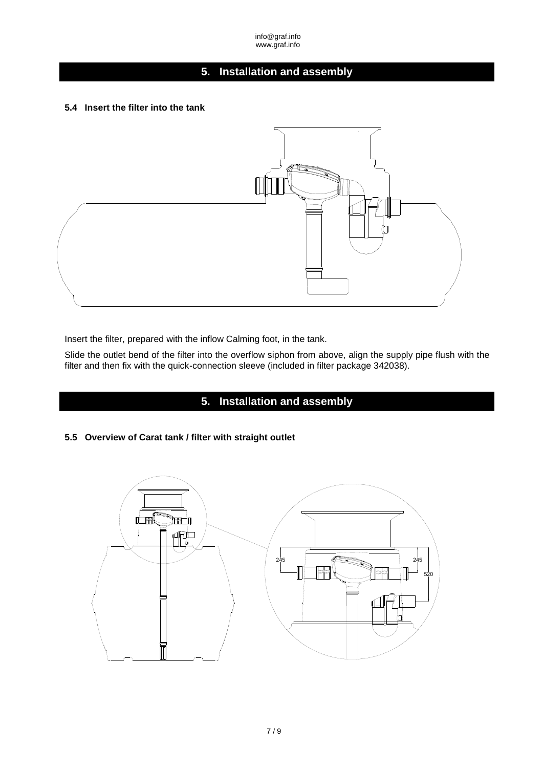# 5. Installation and assembly

### 5.4 Insert the filter into the tank

Insert the filter, prepared with the inflow Calming foot, in the tank.

Slide the outlet bend of the filter into the overflow siphon from above, align the supply pipe flush with the filter and then fix with the quick-connection sleeve (included in filter package 342038).

# 5. Installation and assembly

### 5.5 Overview of Carat tank / filter with straight outlet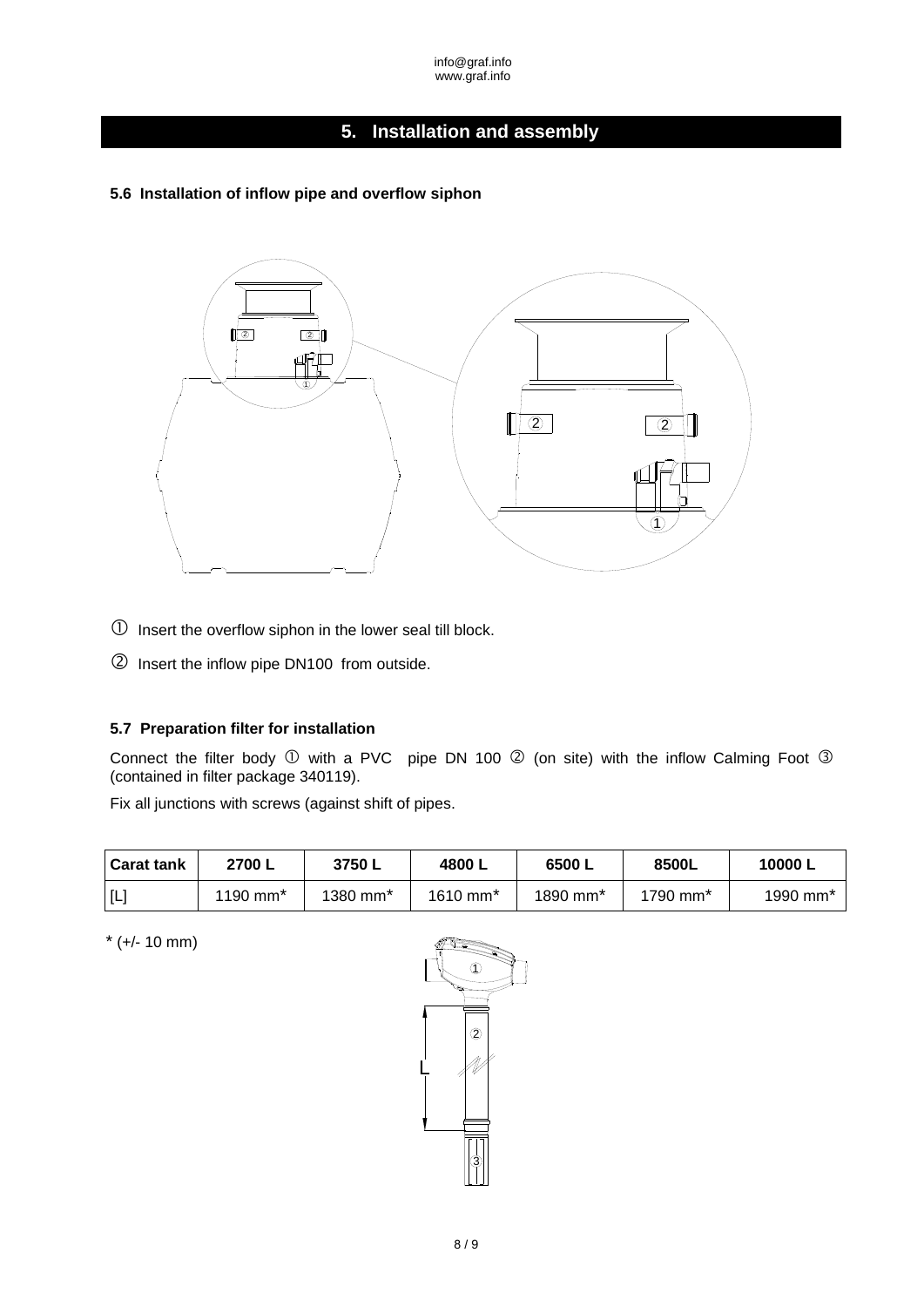# 5. Installation and assembly

### 5.6 Installation of inflow pipe and overflow siphon

① Insert the overflow siphon in the lower seal till block.

② Insert the inflow pipe DN100 from outside.

### 5.7 Preparation filter for installation

Connect the filter body ① with a PVC pipe DN 100 ② (on site) with the inflow Calming Foot ③ (contained in filter package 340119).

Fix all junctions with screws (against shift of pipes.

| Carat tank | 2700 L | 3750 L | 4800 L | 6500 L | 8500L | 10000 L |
|---|---|---|---|---|---|---|
| [L] | 1190 mm* | 1380 mm* | 1610 mm* | 1890 mm* | 1790 mm* | 1990 mm* |

* (+/- 10 mm)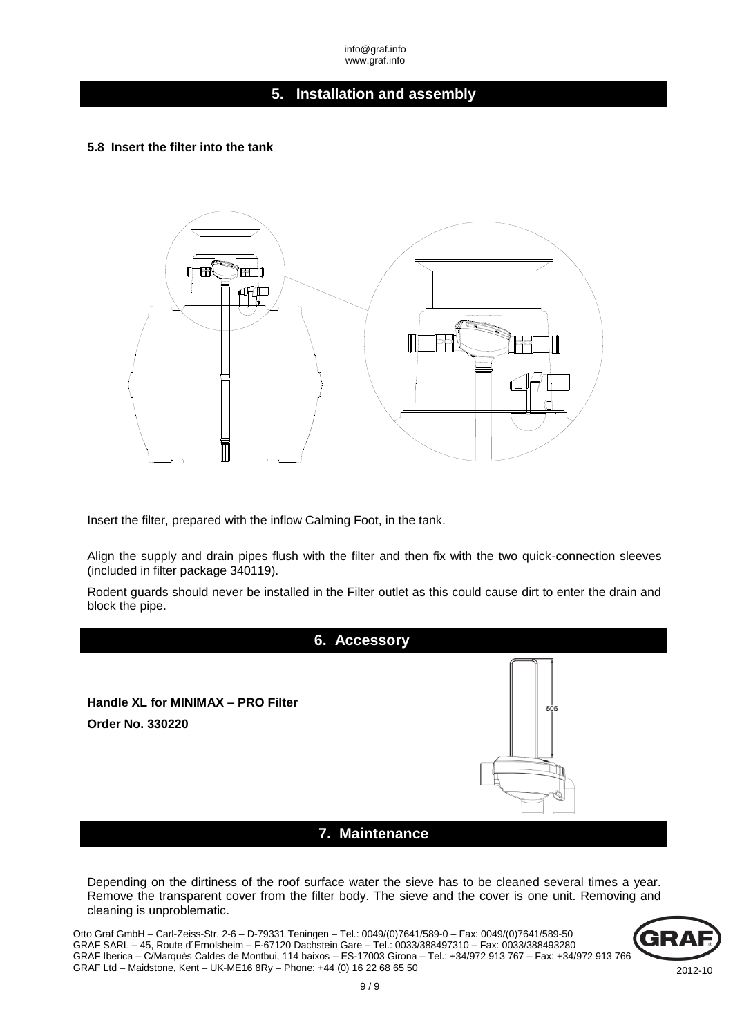info@graf.info
www.graf.info

## 5. Installation and assembly

### 5.8 Insert the filter into the tank

Insert the filter, prepared with the inflow Calming Foot, in the tank.

Align the supply and drain pipes flush with the filter and then fix with the two quick-connection sleeves (included in filter package 340119).

Rodent guards should never be installed in the Filter outlet as this could cause dirt to enter the drain and block the pipe.

## 6. Accessory

**Handle XL for MINIMAX – PRO Filter**

**Order No. 330220**

505

## 7. Maintenance

Depending on the dirtiness of the roof surface water the sieve has to be cleaned several times a year. Remove the transparent cover from the filter body. The sieve and the cover is one unit. Removing and cleaning is unproblematic.

Otto Graf GmbH – Carl-Zeiss-Str. 2-6 – D-79331 Teningen – Tel.: 0049/(0)7641/589-0 – Fax: 0049/(0)7641/589-50
GRAF SARL – 45, Route d´Ernolsheim – F-67120 Dachstein Gare – Tel.: 0033/388497310 – Fax: 0033/388493280
GRAF Iberica – C/Marquès Caldes de Montbui, 114 baixos – ES-17003 Girona – Tel.: +34/972 913 767 – Fax: +34/972 913 766
GRAF Ltd – Maidstone, Kent – UK-ME16 8Ry – Phone: +44 (0) 16 22 68 65 50

2012-10